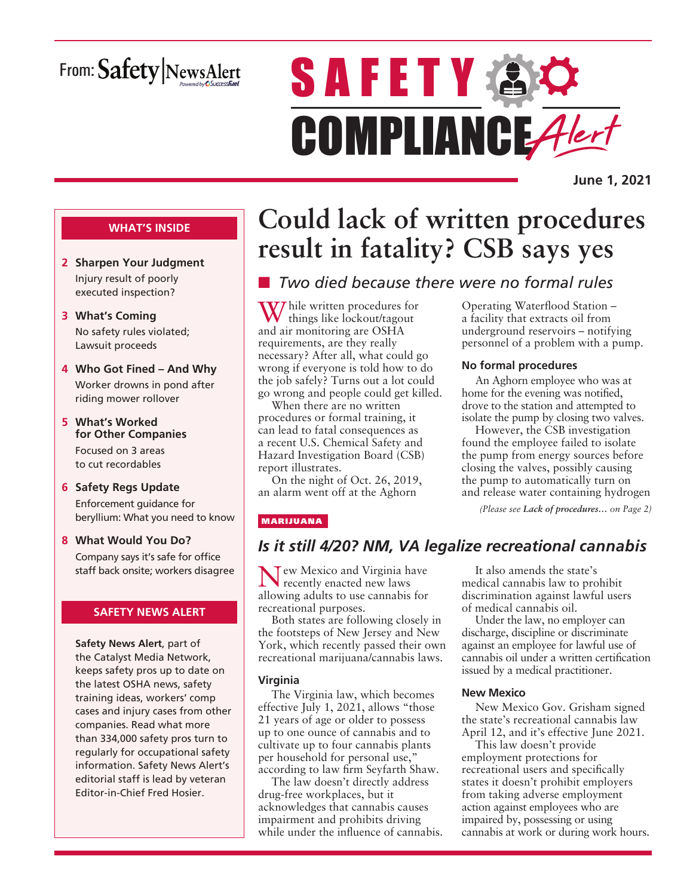From: Safety NewsAlert

# SAFETY COMPLIANCE Alert

**June 1, 2021**

### WHAT'S INSIDE

**2 Sharpen Your Judgment**
Injury result of poorly executed inspection?

**3 What's Coming**
No safety rules violated; Lawsuit proceeds

**4 Who Got Fined – And Why**
Worker drowns in pond after riding mower rollover

**5 What's Worked for Other Companies**
Focused on 3 areas to cut recordables

**6 Safety Regs Update**
Enforcement guidance for beryllium: What you need to know

**8 What Would You Do?**
Company says it's safe for office staff back onsite; workers disagree

### SAFETY NEWS ALERT

**Safety News Alert**, part of the Catalyst Media Network, keeps safety pros up to date on the latest OSHA news, safety training ideas, workers' comp cases and injury cases from other companies. Read what more than 334,000 safety pros turn to regularly for occupational safety information. Safety News Alert's editorial staff is lead by veteran Editor-in-Chief Fred Hosier.

# Could lack of written procedures result in fatality? CSB says yes

## *Two died because there were no formal rules*

While written procedures for things like lockout/tagout and air monitoring are OSHA requirements, are they really necessary? After all, what could go wrong if everyone is told how to do the job safely? Turns out a lot could go wrong and people could get killed.

When there are no written procedures or formal training, it can lead to fatal consequences as a recent U.S. Chemical Safety and Hazard Investigation Board (CSB) report illustrates.

On the night of Oct. 26, 2019, an alarm went off at the Aghorn Operating Waterflood Station – a facility that extracts oil from underground reservoirs – notifying personnel of a problem with a pump.

### No formal procedures

An Aghorn employee who was at home for the evening was notified, drove to the station and attempted to isolate the pump by closing two valves.

However, the CSB investigation found the employee failed to isolate the pump from energy sources before closing the valves, possibly causing the pump to automatically turn on and release water containing hydrogen

*(Please see **Lack of procedures…** on Page 2)*

MARIJUANA

## *Is it still 4/20? NM, VA legalize recreational cannabis*

New Mexico and Virginia have recently enacted new laws allowing adults to use cannabis for recreational purposes.

Both states are following closely in the footsteps of New Jersey and New York, which recently passed their own recreational marijuana/cannabis laws.

### Virginia

The Virginia law, which becomes effective July 1, 2021, allows "those 21 years of age or older to possess up to one ounce of cannabis and to cultivate up to four cannabis plants per household for personal use," according to law firm Seyfarth Shaw.

The law doesn't directly address drug-free workplaces, but it acknowledges that cannabis causes impairment and prohibits driving while under the influence of cannabis.

It also amends the state's medical cannabis law to prohibit discrimination against lawful users of medical cannabis oil.

Under the law, no employer can discharge, discipline or discriminate against an employee for lawful use of cannabis oil under a written certification issued by a medical practitioner.

### New Mexico

New Mexico Gov. Grisham signed the state's recreational cannabis law April 12, and it's effective June 2021.

This law doesn't provide employment protections for recreational users and specifically states it doesn't prohibit employers from taking adverse employment action against employees who are impaired by, possessing or using cannabis at work or during work hours.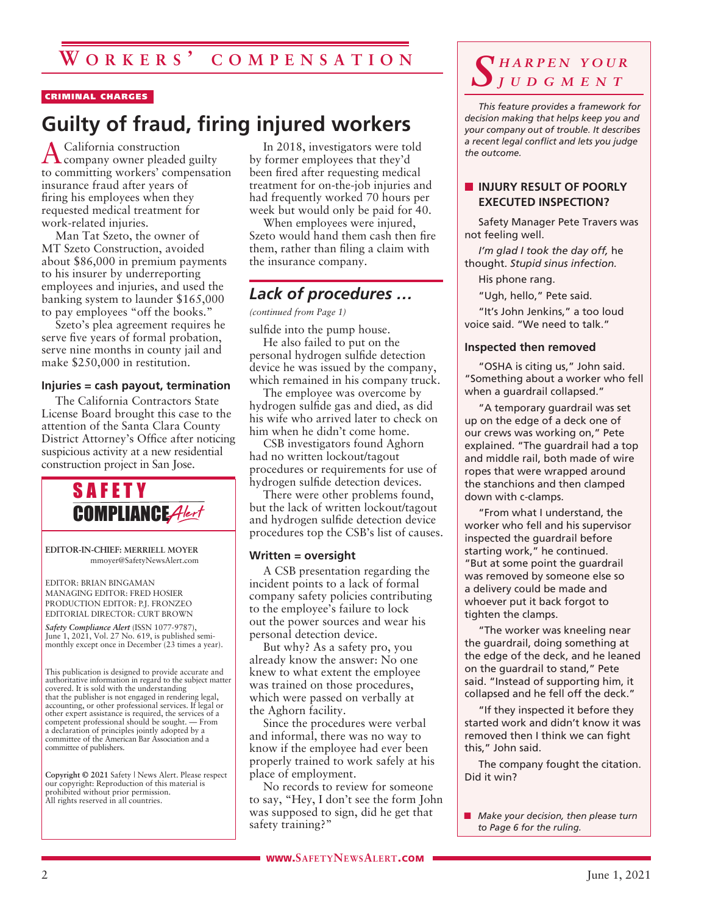# Workers' Compensation

**CRIMINAL CHARGES**

## Guilty of fraud, firing injured workers

A California construction company owner pleaded guilty to committing workers' compensation insurance fraud after years of firing his employees when they requested medical treatment for work-related injuries.

Man Tat Szeto, the owner of MT Szeto Construction, avoided about $86,000 in premium payments to his insurer by underreporting employees and injuries, and used the banking system to launder $165,000 to pay employees "off the books."

Szeto's plea agreement requires he serve five years of formal probation, serve nine months in county jail and make $250,000 in restitution.

### Injuries = cash payout, termination

The California Contractors State License Board brought this case to the attention of the Santa Clara County District Attorney's Office after noticing suspicious activity at a new residential construction project in San Jose.

In 2018, investigators were told by former employees that they'd been fired after requesting medical treatment for on-the-job injuries and had frequently worked 70 hours per week but would only be paid for 40.

When employees were injured, Szeto would hand them cash then fire them, rather than filing a claim with the insurance company.

---

**SAFETY COMPLIANCE Alert**

EDITOR-IN-CHIEF: MERRIELL MOYER
mmoyer@SafetyNewsAlert.com

EDITOR: BRIAN BINGAMAN
MANAGING EDITOR: FRED HOSIER
PRODUCTION EDITOR: P.J. FRONZEO
EDITORIAL DIRECTOR: CURT BROWN

*Safety Compliance Alert* (ISSN 1077-9787), June 1, 2021, Vol. 27 No. 619, is published semi-monthly except once in December (23 times a year).

This publication is designed to provide accurate and authoritative information in regard to the subject matter covered. It is sold with the understanding that the publisher is not engaged in rendering legal, accounting, or other professional services. If legal or other expert assistance is required, the services of a competent professional should be sought. — From a declaration of principles jointly adopted by a committee of the American Bar Association and a committee of publishers.

**Copyright © 2021** Safety | News Alert. Please respect our copyright: Reproduction of this material is prohibited without prior permission. All rights reserved in all countries.

---

## *Lack of procedures …*

*(continued from Page 1)*

sulfide into the pump house.

He also failed to put on the personal hydrogen sulfide detection device he was issued by the company, which remained in his company truck.

The employee was overcome by hydrogen sulfide gas and died, as did his wife who arrived later to check on him when he didn't come home.

CSB investigators found Aghorn had no written lockout/tagout procedures or requirements for use of hydrogen sulfide detection devices.

There were other problems found, but the lack of written lockout/tagout and hydrogen sulfide detection device procedures top the CSB's list of causes.

### Written = oversight

A CSB presentation regarding the incident points to a lack of formal company safety policies contributing to the employee's failure to lock out the power sources and wear his personal detection device.

But why? As a safety pro, you already know the answer: No one knew to what extent the employee was trained on those procedures, which were passed on verbally at the Aghorn facility.

Since the procedures were verbal and informal, there was no way to know if the employee had ever been properly trained to work safely at his place of employment.

No records to review for someone to say, "Hey, I don't see the form John was supposed to sign, did he get that safety training?"

---

## *Sharpen Your Judgment*

*This feature provides a framework for decision making that helps keep you and your company out of trouble. It describes a recent legal conflict and lets you judge the outcome.*

### INJURY RESULT OF POORLY EXECUTED INSPECTION?

Safety Manager Pete Travers was not feeling well.

*I'm glad I took the day off,* he thought. *Stupid sinus infection.*

His phone rang.

"Ugh, hello," Pete said.

"It's John Jenkins," a too loud voice said. "We need to talk."

### Inspected then removed

"OSHA is citing us," John said. "Something about a worker who fell when a guardrail collapsed."

"A temporary guardrail was set up on the edge of a deck one of our crews was working on," Pete explained. "The guardrail had a top and middle rail, both made of wire ropes that were wrapped around the stanchions and then clamped down with c-clamps.

"From what I understand, the worker who fell and his supervisor inspected the guardrail before starting work," he continued. "But at some point the guardrail was removed by someone else so a delivery could be made and whoever put it back forgot to tighten the clamps.

"The worker was kneeling near the guardrail, doing something at the edge of the deck, and he leaned on the guardrail to stand," Pete said. "Instead of supporting him, it collapsed and he fell off the deck."

"If they inspected it before they started work and didn't know it was removed then I think we can fight this," John said.

The company fought the citation. Did it win?

- *Make your decision, then please turn to Page 6 for the ruling.*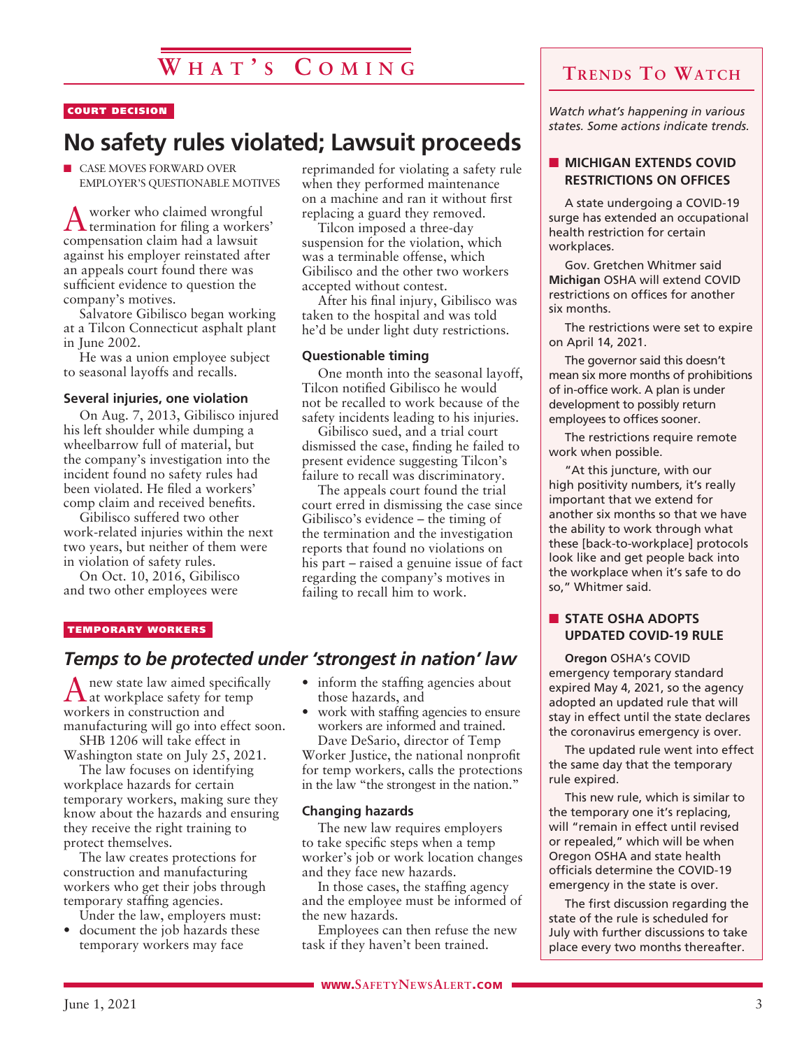# What's Coming

COURT DECISION

## No safety rules violated; Lawsuit proceeds

- CASE MOVES FORWARD OVER EMPLOYER'S QUESTIONABLE MOTIVES

A worker who claimed wrongful termination for filing a workers' compensation claim had a lawsuit against his employer reinstated after an appeals court found there was sufficient evidence to question the company's motives.

Salvatore Gibilisco began working at a Tilcon Connecticut asphalt plant in June 2002.

He was a union employee subject to seasonal layoffs and recalls.

### Several injuries, one violation

On Aug. 7, 2013, Gibilisco injured his left shoulder while dumping a wheelbarrow full of material, but the company's investigation into the incident found no safety rules had been violated. He filed a workers' comp claim and received benefits.

Gibilisco suffered two other work-related injuries within the next two years, but neither of them were in violation of safety rules.

On Oct. 10, 2016, Gibilisco and two other employees were reprimanded for violating a safety rule when they performed maintenance on a machine and ran it without first replacing a guard they removed.

Tilcon imposed a three-day suspension for the violation, which was a terminable offense, which Gibilisco and the other two workers accepted without contest.

After his final injury, Gibilisco was taken to the hospital and was told he'd be under light duty restrictions.

### Questionable timing

One month into the seasonal layoff, Tilcon notified Gibilisco he would not be recalled to work because of the safety incidents leading to his injuries.

Gibilisco sued, and a trial court dismissed the case, finding he failed to present evidence suggesting Tilcon's failure to recall was discriminatory.

The appeals court found the trial court erred in dismissing the case since Gibilisco's evidence – the timing of the termination and the investigation reports that found no violations on his part – raised a genuine issue of fact regarding the company's motives in failing to recall him to work.

TEMPORARY WORKERS

## *Temps to be protected under 'strongest in nation' law*

A new state law aimed specifically at workplace safety for temp workers in construction and manufacturing will go into effect soon.

SHB 1206 will take effect in Washington state on July 25, 2021.

The law focuses on identifying workplace hazards for certain temporary workers, making sure they know about the hazards and ensuring they receive the right training to protect themselves.

The law creates protections for construction and manufacturing workers who get their jobs through temporary staffing agencies.

Under the law, employers must:

- document the job hazards these temporary workers may face
- inform the staffing agencies about those hazards, and
- work with staffing agencies to ensure workers are informed and trained.

Dave DeSario, director of Temp Worker Justice, the national nonprofit for temp workers, calls the protections in the law "the strongest in the nation."

### Changing hazards

The new law requires employers to take specific steps when a temp worker's job or work location changes and they face new hazards.

In those cases, the staffing agency and the employee must be informed of the new hazards.

Employees can then refuse the new task if they haven't been trained.

# Trends To Watch

*Watch what's happening in various states. Some actions indicate trends.*

### MICHIGAN EXTENDS COVID RESTRICTIONS ON OFFICES

A state undergoing a COVID-19 surge has extended an occupational health restriction for certain workplaces.

Gov. Gretchen Whitmer said **Michigan** OSHA will extend COVID restrictions on offices for another six months.

The restrictions were set to expire on April 14, 2021.

The governor said this doesn't mean six more months of prohibitions of in-office work. A plan is under development to possibly return employees to offices sooner.

The restrictions require remote work when possible.

"At this juncture, with our high positivity numbers, it's really important that we extend for another six months so that we have the ability to work through what these [back-to-workplace] protocols look like and get people back into the workplace when it's safe to do so," Whitmer said.

### STATE OSHA ADOPTS UPDATED COVID-19 RULE

**Oregon** OSHA's COVID emergency temporary standard expired May 4, 2021, so the agency adopted an updated rule that will stay in effect until the state declares the coronavirus emergency is over.

The updated rule went into effect the same day that the temporary rule expired.

This new rule, which is similar to the temporary one it's replacing, will "remain in effect until revised or repealed," which will be when Oregon OSHA and state health officials determine the COVID-19 emergency in the state is over.

The first discussion regarding the state of the rule is scheduled for July with further discussions to take place every two months thereafter.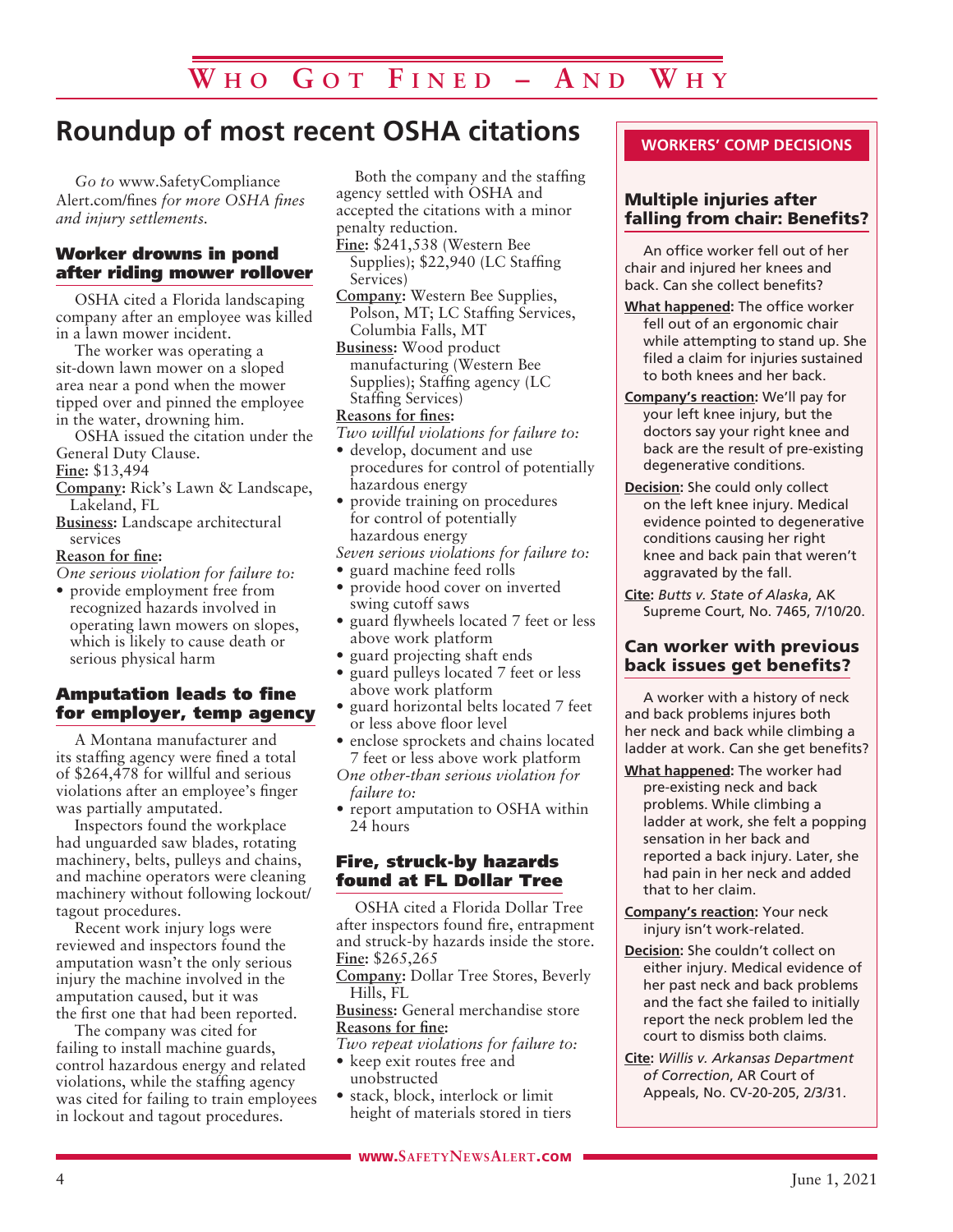# Roundup of most recent OSHA citations

*Go to* www.SafetyComplianceAlert.com/fines *for more OSHA fines and injury settlements.*

## Worker drowns in pond after riding mower rollover

OSHA cited a Florida landscaping company after an employee was killed in a lawn mower incident.

The worker was operating a sit-down lawn mower on a sloped area near a pond when the mower tipped over and pinned the employee in the water, drowning him.

OSHA issued the citation under the General Duty Clause.

**Fine:** $13,494

**Company:** Rick's Lawn & Landscape, Lakeland, FL

**Business:** Landscape architectural services

**Reason for fine:**

*One serious violation for failure to:*

- provide employment free from recognized hazards involved in operating lawn mowers on slopes, which is likely to cause death or serious physical harm

## Amputation leads to fine for employer, temp agency

A Montana manufacturer and its staffing agency were fined a total of $264,478 for willful and serious violations after an employee's finger was partially amputated.

Inspectors found the workplace had unguarded saw blades, rotating machinery, belts, pulleys and chains, and machine operators were cleaning machinery without following lockout/tagout procedures.

Recent work injury logs were reviewed and inspectors found the amputation wasn't the only serious injury the machine involved in the amputation caused, but it was the first one that had been reported.

The company was cited for failing to install machine guards, control hazardous energy and related violations, while the staffing agency was cited for failing to train employees in lockout and tagout procedures.

Both the company and the staffing agency settled with OSHA and accepted the citations with a minor penalty reduction.

**Fine:** $241,538 (Western Bee Supplies); $22,940 (LC Staffing Services)

**Company:** Western Bee Supplies, Polson, MT; LC Staffing Services, Columbia Falls, MT

**Business:** Wood product manufacturing (Western Bee Supplies); Staffing agency (LC Staffing Services)

**Reasons for fines:**

*Two willful violations for failure to:*

- develop, document and use procedures for control of potentially hazardous energy
- provide training on procedures for control of potentially hazardous energy

*Seven serious violations for failure to:*

- guard machine feed rolls
- provide hood cover on inverted swing cutoff saws
- guard flywheels located 7 feet or less above work platform
- guard projecting shaft ends
- guard pulleys located 7 feet or less above work platform
- guard horizontal belts located 7 feet or less above floor level
- enclose sprockets and chains located 7 feet or less above work platform

*One other-than serious violation for failure to:*

- report amputation to OSHA within 24 hours

## Fire, struck-by hazards found at FL Dollar Tree

OSHA cited a Florida Dollar Tree after inspectors found fire, entrapment and struck-by hazards inside the store.

**Fine:** $265,265

**Company:** Dollar Tree Stores, Beverly Hills, FL

**Business:** General merchandise store

**Reasons for fine:**

*Two repeat violations for failure to:*

- keep exit routes free and unobstructed
- stack, block, interlock or limit height of materials stored in tiers

---

**WORKERS' COMP DECISIONS**

### Multiple injuries after falling from chair: Benefits?

An office worker fell out of her chair and injured her knees and back. Can she collect benefits?

**What happened:** The office worker fell out of an ergonomic chair while attempting to stand up. She filed a claim for injuries sustained to both knees and her back.

**Company's reaction:** We'll pay for your left knee injury, but the doctors say your right knee and back are the result of pre-existing degenerative conditions.

**Decision:** She could only collect on the left knee injury. Medical evidence pointed to degenerative conditions causing her right knee and back pain that weren't aggravated by the fall.

**Cite:** *Butts v. State of Alaska*, AK Supreme Court, No. 7465, 7/10/20.

### Can worker with previous back issues get benefits?

A worker with a history of neck and back problems injures both her neck and back while climbing a ladder at work. Can she get benefits?

**What happened:** The worker had pre-existing neck and back problems. While climbing a ladder at work, she felt a popping sensation in her back and reported a back injury. Later, she had pain in her neck and added that to her claim.

**Company's reaction:** Your neck injury isn't work-related.

**Decision:** She couldn't collect on either injury. Medical evidence of her past neck and back problems and the fact she failed to initially report the neck problem led the court to dismiss both claims.

**Cite:** *Willis v. Arkansas Department of Correction*, AR Court of Appeals, No. CV-20-205, 2/3/31.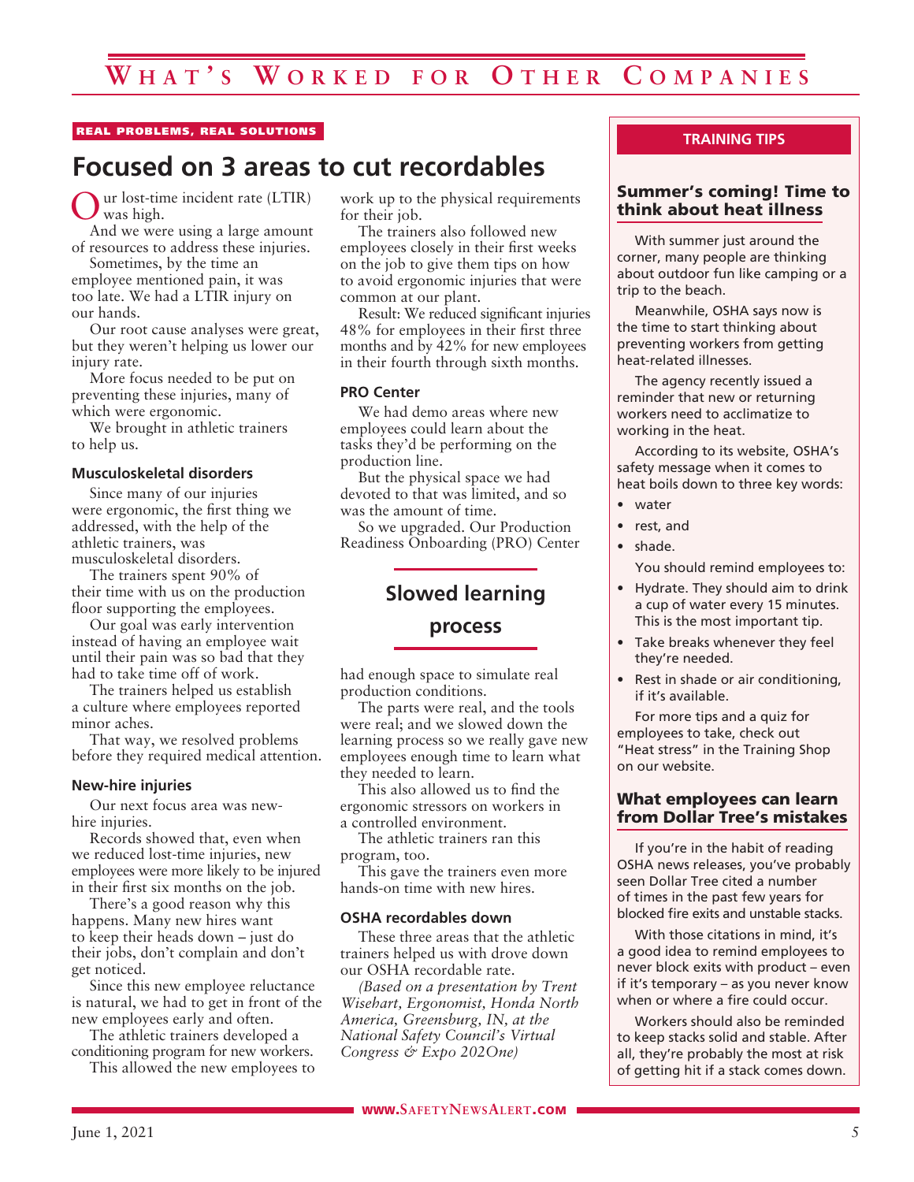# What's Worked for Other Companies

REAL PROBLEMS, REAL SOLUTIONS

## Focused on 3 areas to cut recordables

Our lost-time incident rate (LTIR) was high.

And we were using a large amount of resources to address these injuries.

Sometimes, by the time an employee mentioned pain, it was too late. We had a LTIR injury on our hands.

Our root cause analyses were great, but they weren't helping us lower our injury rate.

More focus needed to be put on preventing these injuries, many of which were ergonomic.

We brought in athletic trainers to help us.

### Musculoskeletal disorders

Since many of our injuries were ergonomic, the first thing we addressed, with the help of the athletic trainers, was musculoskeletal disorders.

The trainers spent 90% of their time with us on the production floor supporting the employees.

Our goal was early intervention instead of having an employee wait until their pain was so bad that they had to take time off of work.

The trainers helped us establish a culture where employees reported minor aches.

That way, we resolved problems before they required medical attention.

### New-hire injuries

Our next focus area was new-hire injuries.

Records showed that, even when we reduced lost-time injuries, new employees were more likely to be injured in their first six months on the job.

There's a good reason why this happens. Many new hires want to keep their heads down – just do their jobs, don't complain and don't get noticed.

Since this new employee reluctance is natural, we had to get in front of the new employees early and often.

The athletic trainers developed a conditioning program for new workers.

This allowed the new employees to work up to the physical requirements for their job.

The trainers also followed new employees closely in their first weeks on the job to give them tips on how to avoid ergonomic injuries that were common at our plant.

Result: We reduced significant injuries 48% for employees in their first three months and by 42% for new employees in their fourth through sixth months.

### PRO Center

We had demo areas where new employees could learn about the tasks they'd be performing on the production line.

But the physical space we had devoted to that was limited, and so was the amount of time.

So we upgraded. Our Production Readiness Onboarding (PRO) Center had enough space to simulate real production conditions.

> **Slowed learning process**

The parts were real, and the tools were real; and we slowed down the learning process so we really gave new employees enough time to learn what they needed to learn.

This also allowed us to find the ergonomic stressors on workers in a controlled environment.

The athletic trainers ran this program, too.

This gave the trainers even more hands-on time with new hires.

### OSHA recordables down

These three areas that the athletic trainers helped us with drove down our OSHA recordable rate.

*(Based on a presentation by Trent Wisehart, Ergonomist, Honda North America, Greensburg, IN, at the National Safety Council's Virtual Congress & Expo 202One)*

---

**TRAINING TIPS**

### Summer's coming! Time to think about heat illness

With summer just around the corner, many people are thinking about outdoor fun like camping or a trip to the beach.

Meanwhile, OSHA says now is the time to start thinking about preventing workers from getting heat-related illnesses.

The agency recently issued a reminder that new or returning workers need to acclimatize to working in the heat.

According to its website, OSHA's safety message when it comes to heat boils down to three key words:

- water
- rest, and
- shade.

You should remind employees to:

- Hydrate. They should aim to drink a cup of water every 15 minutes. This is the most important tip.
- Take breaks whenever they feel they're needed.
- Rest in shade or air conditioning, if it's available.

For more tips and a quiz for employees to take, check out "Heat stress" in the Training Shop on our website.

### What employees can learn from Dollar Tree's mistakes

If you're in the habit of reading OSHA news releases, you've probably seen Dollar Tree cited a number of times in the past few years for blocked fire exits and unstable stacks.

With those citations in mind, it's a good idea to remind employees to never block exits with product – even if it's temporary – as you never know when or where a fire could occur.

Workers should also be reminded to keep stacks solid and stable. After all, they're probably the most at risk of getting hit if a stack comes down.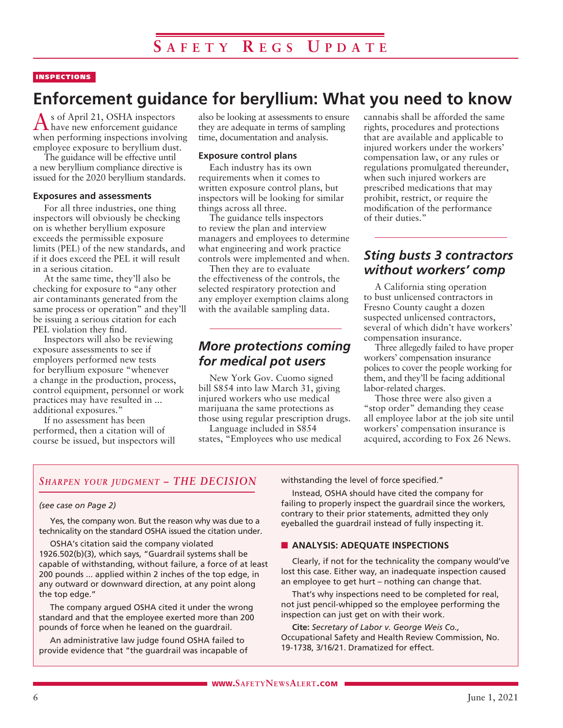INSPECTIONS

# Enforcement guidance for beryllium: What you need to know

As of April 21, OSHA inspectors have new enforcement guidance when performing inspections involving employee exposure to beryllium dust.

The guidance will be effective until a new beryllium compliance directive is issued for the 2020 beryllium standards.

### Exposures and assessments

For all three industries, one thing inspectors will obviously be checking on is whether beryllium exposure exceeds the permissible exposure limits (PEL) of the new standards, and if it does exceed the PEL it will result in a serious citation.

At the same time, they'll also be checking for exposure to "any other air contaminants generated from the same process or operation" and they'll be issuing a serious citation for each PEL violation they find.

Inspectors will also be reviewing exposure assessments to see if employers performed new tests for beryllium exposure "whenever a change in the production, process, control equipment, personnel or work practices may have resulted in ... additional exposures."

If no assessment has been performed, then a citation will of course be issued, but inspectors will also be looking at assessments to ensure they are adequate in terms of sampling time, documentation and analysis.

### Exposure control plans

Each industry has its own requirements when it comes to written exposure control plans, but inspectors will be looking for similar things across all three.

The guidance tells inspectors to review the plan and interview managers and employees to determine what engineering and work practice controls were implemented and when.

Then they are to evaluate the effectiveness of the controls, the selected respiratory protection and any employer exemption claims along with the available sampling data.

## *More protections coming for medical pot users*

New York Gov. Cuomo signed bill S854 into law March 31, giving injured workers who use medical marijuana the same protections as those using regular prescription drugs.

Language included in S854 states, "Employees who use medical cannabis shall be afforded the same rights, procedures and protections that are available and applicable to injured workers under the workers' compensation law, or any rules or regulations promulgated thereunder, when such injured workers are prescribed medications that may prohibit, restrict, or require the modification of the performance of their duties."

## *Sting busts 3 contractors without workers' comp*

A California sting operation to bust unlicensed contractors in Fresno County caught a dozen suspected unlicensed contractors, several of which didn't have workers' compensation insurance.

Three allegedly failed to have proper workers' compensation insurance polices to cover the people working for them, and they'll be facing additional labor-related charges.

Those three were also given a "stop order" demanding they cease all employee labor at the job site until workers' compensation insurance is acquired, according to Fox 26 News.

---

## *SHARPEN YOUR JUDGMENT – THE DECISION*

*(see case on Page 2)*

Yes, the company won. But the reason why was due to a technicality on the standard OSHA issued the citation under.

OSHA's citation said the company violated 1926.502(b)(3), which says, "Guardrail systems shall be capable of withstanding, without failure, a force of at least 200 pounds ... applied within 2 inches of the top edge, in any outward or downward direction, at any point along the top edge."

The company argued OSHA cited it under the wrong standard and that the employee exerted more than 200 pounds of force when he leaned on the guardrail.

An administrative law judge found OSHA failed to provide evidence that "the guardrail was incapable of withstanding the level of force specified."

Instead, OSHA should have cited the company for failing to properly inspect the guardrail since the workers, contrary to their prior statements, admitted they only eyeballed the guardrail instead of fully inspecting it.

### ■ ANALYSIS: ADEQUATE INSPECTIONS

Clearly, if not for the technicality the company would've lost this case. Either way, an inadequate inspection caused an employee to get hurt – nothing can change that.

That's why inspections need to be completed for real, not just pencil-whipped so the employee performing the inspection can just get on with their work.

**Cite:** *Secretary of Labor v. George Weis Co.,* Occupational Safety and Health Review Commission, No. 19-1738, 3/16/21. Dramatized for effect.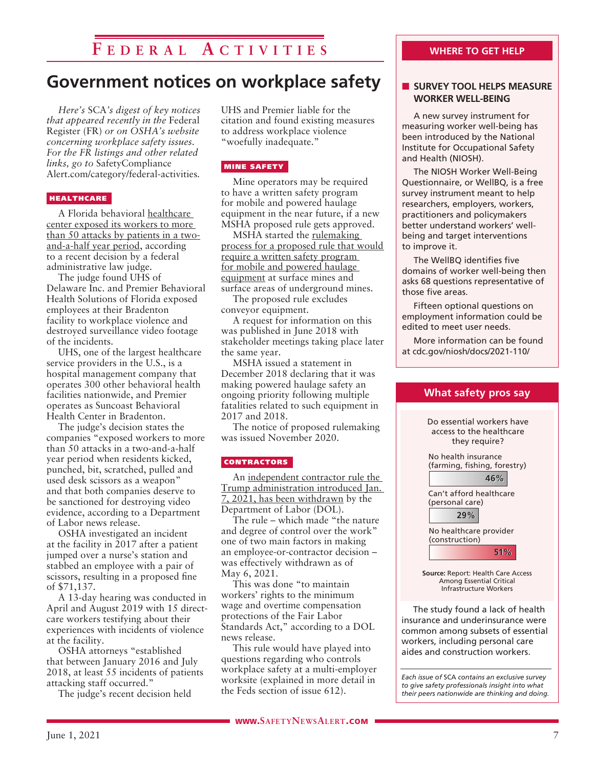# Federal Activities

## Government notices on workplace safety

*Here's* SCA*'s digest of key notices that appeared recently in the* Federal Register (FR) *or on OSHA's website concerning workplace safety issues. For the FR listings and other related links, go to* SafetyComplianceAlert.com/category/federal-activities.

### HEALTHCARE

A Florida behavioral healthcare center exposed its workers to more than 50 attacks by patients in a two-and-a-half year period, according to a recent decision by a federal administrative law judge.

The judge found UHS of Delaware Inc. and Premier Behavioral Health Solutions of Florida exposed employees at their Bradenton facility to workplace violence and destroyed surveillance video footage of the incidents.

UHS, one of the largest healthcare service providers in the U.S., is a hospital management company that operates 300 other behavioral health facilities nationwide, and Premier operates as Suncoast Behavioral Health Center in Bradenton.

The judge's decision states the companies "exposed workers to more than 50 attacks in a two-and-a-half year period when residents kicked, punched, bit, scratched, pulled and used desk scissors as a weapon" and that both companies deserve to be sanctioned for destroying video evidence, according to a Department of Labor news release.

OSHA investigated an incident at the facility in 2017 after a patient jumped over a nurse's station and stabbed an employee with a pair of scissors, resulting in a proposed fine of $71,137.

A 13-day hearing was conducted in April and August 2019 with 15 direct-care workers testifying about their experiences with incidents of violence at the facility.

OSHA attorneys "established that between January 2016 and July 2018, at least 55 incidents of patients attacking staff occurred."

The judge's recent decision held UHS and Premier liable for the citation and found existing measures to address workplace violence "woefully inadequate."

### MINE SAFETY

Mine operators may be required to have a written safety program for mobile and powered haulage equipment in the near future, if a new MSHA proposed rule gets approved.

MSHA started the rulemaking process for a proposed rule that would require a written safety program for mobile and powered haulage equipment at surface mines and surface areas of underground mines.

The proposed rule excludes conveyor equipment.

A request for information on this was published in June 2018 with stakeholder meetings taking place later the same year.

MSHA issued a statement in December 2018 declaring that it was making powered haulage safety an ongoing priority following multiple fatalities related to such equipment in 2017 and 2018.

The notice of proposed rulemaking was issued November 2020.

### CONTRACTORS

An independent contractor rule the Trump administration introduced Jan. 7, 2021, has been withdrawn by the Department of Labor (DOL).

The rule – which made "the nature and degree of control over the work" one of two main factors in making an employee-or-contractor decision – was effectively withdrawn as of May 6, 2021.

This was done "to maintain workers' rights to the minimum wage and overtime compensation protections of the Fair Labor Standards Act," according to a DOL news release.

This rule would have played into questions regarding who controls workplace safety at a multi-employer worksite (explained in more detail in the Feds section of issue 612).

---

## WHERE TO GET HELP

### SURVEY TOOL HELPS MEASURE WORKER WELL-BEING

A new survey instrument for measuring worker well-being has been introduced by the National Institute for Occupational Safety and Health (NIOSH).

The NIOSH Worker Well-Being Questionnaire, or WellBQ, is a free survey instrument meant to help researchers, employers, workers, practitioners and policymakers better understand workers' well-being and target interventions to improve it.

The WellBQ identifies five domains of worker well-being then asks 68 questions representative of those five areas.

Fifteen optional questions on employment information could be edited to meet user needs.

More information can be found at cdc.gov/niosh/docs/2021-110/

---

## What safety pros say

Do essential workers have access to the healthcare they require?

| Response | Percent |
|---|---|
| No health insurance (farming, fishing, forestry) | 46% |
| Can't afford healthcare (personal care) | 29% |
| No healthcare provider (construction) | 51% |

**Source:** Report: Health Care Access Among Essential Critical Infrastructure Workers

The study found a lack of health insurance and underinsurance were common among subsets of essential workers, including personal care aides and construction workers.

*Each issue of* SCA *contains an exclusive survey to give safety professionals insight into what their peers nationwide are thinking and doing.*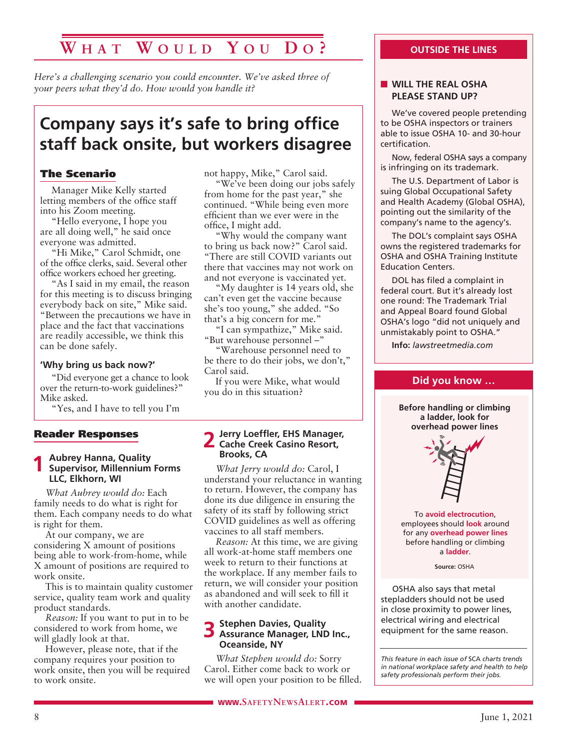# What Would You Do?

*Here's a challenging scenario you could encounter. We've asked three of your peers what they'd do. How would you handle it?*

## Company says it's safe to bring office staff back onsite, but workers disagree

### The Scenario

Manager Mike Kelly started letting members of the office staff into his Zoom meeting.

"Hello everyone, I hope you are all doing well," he said once everyone was admitted.

"Hi Mike," Carol Schmidt, one of the office clerks, said. Several other office workers echoed her greeting.

"As I said in my email, the reason for this meeting is to discuss bringing everybody back on site," Mike said. "Between the precautions we have in place and the fact that vaccinations are readily accessible, we think this can be done safely.

#### 'Why bring us back now?'

"Did everyone get a chance to look over the return-to-work guidelines?" Mike asked.

"Yes, and I have to tell you I'm not happy, Mike," Carol said.

"We've been doing our jobs safely from home for the past year," she continued. "While being even more efficient than we ever were in the office, I might add.

"Why would the company want to bring us back now?" Carol said. "There are still COVID variants out there that vaccines may not work on and not everyone is vaccinated yet.

"My daughter is 14 years old, she can't even get the vaccine because she's too young," she added. "So that's a big concern for me."

"I can sympathize," Mike said. "But warehouse personnel –"

"Warehouse personnel need to be there to do their jobs, we don't," Carol said.

If you were Mike, what would you do in this situation?

### Reader Responses

**1 Aubrey Hanna, Quality Supervisor, Millennium Forms LLC, Elkhorn, WI**

*What Aubrey would do:* Each family needs to do what is right for them. Each company needs to do what is right for them.

At our company, we are considering X amount of positions being able to work-from-home, while X amount of positions are required to work onsite.

This is to maintain quality customer service, quality team work and quality product standards.

*Reason:* If you want to put in to be considered to work from home, we will gladly look at that.

However, please note, that if the company requires your position to work onsite, then you will be required to work onsite.

**2 Jerry Loeffler, EHS Manager, Cache Creek Casino Resort, Brooks, CA**

*What Jerry would do:* Carol, I understand your reluctance in wanting to return. However, the company has done its due diligence in ensuring the safety of its staff by following strict COVID guidelines as well as offering vaccines to all staff members.

*Reason:* At this time, we are giving all work-at-home staff members one week to return to their functions at the workplace. If any member fails to return, we will consider your position as abandoned and will seek to fill it with another candidate.

**3 Stephen Davies, Quality Assurance Manager, LND Inc., Oceanside, NY**

*What Stephen would do:* Sorry Carol. Either come back to work or we will open your position to be filled.

---

## OUTSIDE THE LINES

### WILL THE REAL OSHA PLEASE STAND UP?

We've covered people pretending to be OSHA inspectors or trainers able to issue OSHA 10- and 30-hour certification.

Now, federal OSHA says a company is infringing on its trademark.

The U.S. Department of Labor is suing Global Occupational Safety and Health Academy (Global OSHA), pointing out the similarity of the company's name to the agency's.

The DOL's complaint says OSHA owns the registered trademarks for OSHA and OSHA Training Institute Education Centers.

DOL has filed a complaint in federal court. But it's already lost one round: The Trademark Trial and Appeal Board found Global OSHA's logo "did not uniquely and unmistakably point to OSHA."

**Info:** *lawstreetmedia.com*

---

## Did you know ...

**Before handling or climbing a ladder, look for overhead power lines**

To **avoid electrocution**, employees should **look** around for any **overhead power lines** before handling or climbing a **ladder**.

**Source:** OSHA

OSHA also says that metal stepladders should not be used in close proximity to power lines, electrical wiring and electrical equipment for the same reason.

*This feature in each issue of SCA charts trends in national workplace safety and health to help safety professionals perform their jobs.*